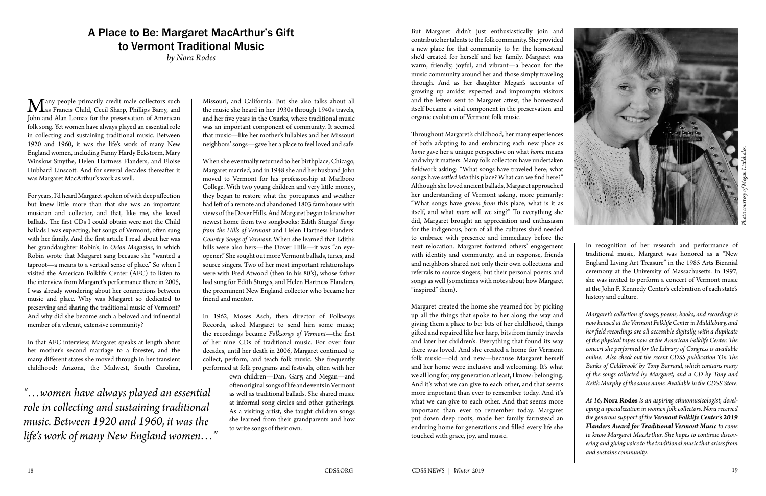# A Place to Be: Margaret MacArthur's Gift to Vermont Traditional Music

*by Nora Rodes*

Many people primarily credit male collectors such as Francis Child, Cecil Sharp, Phillips Barry, and John and Alan Lomax for the preservation of American folk song. Yet women have always played an essential role in collecting and sustaining traditional music. Between 1920 and 1960, it was the life's work of many New England women, including Fanny Hardy Eckstorm, Mary Winslow Smythe, Helen Hartness Flanders, and Eloise Hubbard Linscott. And for several decades thereafter it was Margaret MacArthur's work as well.

For years, I'd heard Margaret spoken of with deep affection but knew little more than that she was an important musician and collector, and that, like me, she loved ballads. The first CDs I could obtain were not the Child ballads I was expecting, but songs of Vermont, often sung with her family. And the first article I read about her was her granddaughter Robin's, in *Orion Magazine*, in which Robin wrote that Margaret sang because she "wanted a taproot—a means to a vertical sense of place." So when I visited the American Folklife Center (AFC) to listen to the interview from Margaret's performance there in 2005, I was already wondering about her connections between music and place. Why was Margaret so dedicated to preserving and sharing the traditional music of Vermont? And why did she become such a beloved and influential member of a vibrant, extensive community?

In that AFC interview, Margaret speaks at length about her mother's second marriage to a forester, and the many different states she moved through in her transient childhood: Arizona, the Midwest, South Carolina, Missouri, and California. But she also talks about all the music she heard in her 1930s through 1940s travels, and her five years in the Ozarks, where traditional music was an important component of community. It seemed that music—like her mother's lullabies and her Missouri neighbors' songs—gave her a place to feel loved and safe.

When she eventually returned to her birthplace, Chicago, Margaret married, and in 1948 she and her husband John moved to Vermont for his professorship at Marlboro College. With two young children and very little money, they began to restore what the porcupines and weather had left of a remote and abandoned 1803 farmhouse with views of the Dover Hills. And Margaret began to know her newest home from two songbooks: Edith Sturgis' *Songs from the Hills of Vermont* and Helen Hartness Flanders' *Country Songs of Vermont*. When she learned that Edith's hills were also hers—the Dover Hills—it was "an eye-opener." She sought out more Vermont ballads, tunes, and source singers. Two of her most important relationships were with Fred Atwood (then in his 80's), whose father had sung for Edith Sturgis, and Helen Hartness Flanders, the preeminent New England collector who became her friend and mentor.

In 1962, Moses Asch, then director of Folkways Records, asked Margaret to send him some music; the recordings became *Folksongs of Vermont*—the first of her nine CDs of traditional music. For over four decades, until her death in 2006, Margaret continued to collect, perform, and teach folk music. She frequently performed at folk programs and festivals, often with her own children—Dan, Gary, and Megan—and often original songs of life and events in Vermont as well as traditional ballads. She shared music at informal song circles and other gatherings. As a visiting artist, she taught children songs she learned from their grandparents and how to write songs of their own.

*"…women have always played an essential role in collecting and sustaining traditional music. Between 1920 and 1960, it was the life's work of many New England women…"*

But Margaret didn't just enthusiastically join and contribute her talents to the folk community. She provided a new place for that community to *be*: the homestead she'd created for herself and her family. Margaret was warm, friendly, joyful, and vibrant—a beacon for the music community around her and those simply traveling through. And as her daughter Megan's accounts of growing up amidst expected and impromptu visitors and the letters sent to Margaret attest, the homestead itself became a vital component in the preservation and organic evolution of Vermont folk music.

Throughout Margaret's childhood, her many experiences of both adapting to and embracing each new place as *home* gave her a unique perspective on what *home* means and why it matters. Many folk collectors have undertaken fieldwork asking: "What songs have traveled here; what songs have *settled into* this place? What can we find here?" Although she loved ancient ballads, Margaret approached her understanding of Vermont asking, more primarily: "What songs have *grown from* this place, what is it as itself, and what *more* will we sing?" To everything she did, Margaret brought an appreciation and enthusiasm for the indigenous, born of all the cultures she'd needed to embrace with presence and immediacy before the next relocation. Margaret fostered others' engagement with identity and community, and in response, friends and neighbors shared not only their own collections and referrals to source singers, but their personal poems and songs as well (sometimes with notes about how Margaret "inspired" them).

Margaret created the home she yearned for by picking up all the things that spoke to her along the way and giving them a place to be: bits of her childhood, things gifted and repaired like her harp, bits from family travels and later her children's. Everything that found its way there was loved. And she created a home for Vermont folk music—old and new—because Margaret herself and her home were inclusive and welcoming. It's what we all long for, my generation at least, I know: belonging. And it's what we can give to each other, and that seems more important than ever to remember today. And it's what we can give to each other. And that seems more important than ever to remember today. Margaret put down deep roots, made her family farmstead an enduring home for generations and filled every life she touched with grace, joy, and music.

*Photo courtesy of Megan Littlehales.*

In recognition of her research and performance of traditional music, Margaret was honored as a "New England Living Art Treasure" in the 1985 Arts Biennial ceremony at the University of Massachusetts. In 1997, she was invited to perform a concert of Vermont music at the John F. Kennedy Center's celebration of each state's history and culture.

*Margaret's collection of songs, poems, books, and recordings is now housed at the Vermont Folklife Center in Middlebury, and her field recordings are all accessible digitally, with a duplicate of the physical tapes now at the American Folklife Center. The concert she performed for the Library of Congress is available online. Also check out the recent CDSS publication 'On The Banks of Coldbrook' by Tony Barrand, which contains many of the songs collected by Margaret, and a CD by Tony and Keith Murphy of the same name. Available in the CDSS Store.*

*At 16,* **Nora Rodes** *is an aspiring ethnomusicologist, developing a specialization in women folk collectors. Nora received the generous support of the* ***Vermont Folklife Center's 2019 Flanders Award for Traditional Vermont Music*** *to come to know Margaret MacArthur. She hopes to continue discovering and giving voice to the traditional music that arises from and sustains community.*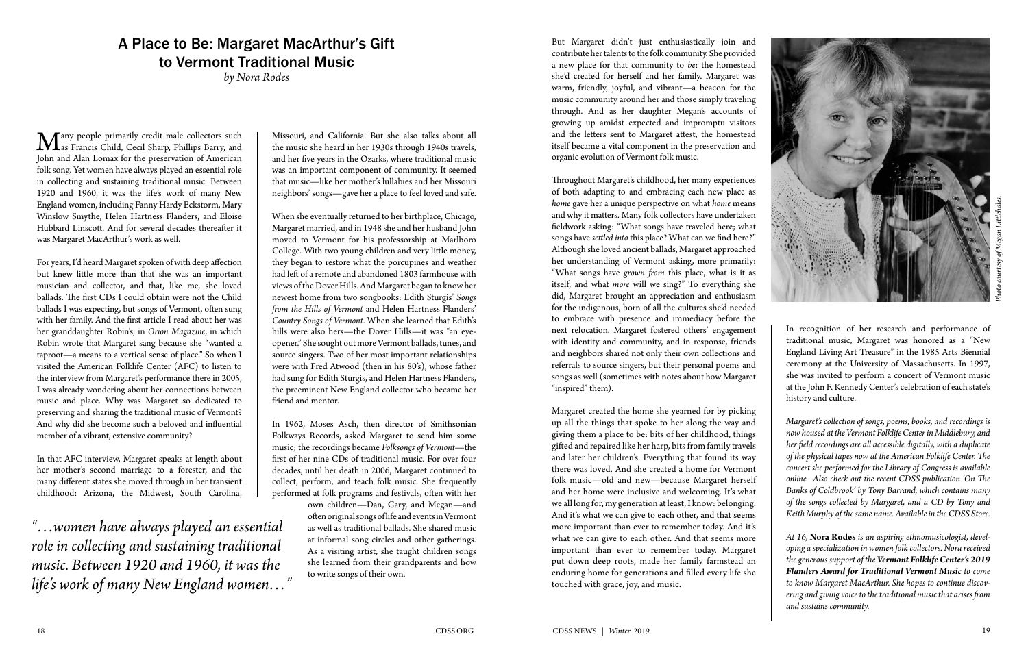# A Place to Be: Margaret MacArthur's Gift to Vermont Traditional Music

*by Nora Rodes*

Many people primarily credit male collectors such as Francis Child, Cecil Sharp, Phillips Barry, and John and Alan Lomax for the preservation of American folk song. Yet women have always played an essential role in collecting and sustaining traditional music. Between 1920 and 1960, it was the life's work of many New England women, including Fanny Hardy Eckstorm, Mary Winslow Smythe, Helen Hartness Flanders, and Eloise Hubbard Linscott. And for several decades thereafter it was Margaret MacArthur's work as well.

For years, I'd heard Margaret spoken of with deep affection but knew little more than that she was an important musician and collector, and that, like me, she loved ballads. The first CDs I could obtain were not the Child ballads I was expecting, but songs of Vermont, often sung with her family. And the first article I read about her was her granddaughter Robin's, in *Orion Magazine*, in which Robin wrote that Margaret sang because she "wanted a taproot—a means to a vertical sense of place." So when I visited the American Folklife Center (AFC) to listen to the interview from Margaret's performance there in 2005, I was already wondering about her connections between music and place. Why was Margaret so dedicated to preserving and sharing the traditional music of Vermont? And why did she become such a beloved and influential member of a vibrant, extensive community?

In that AFC interview, Margaret speaks at length about her mother's second marriage to a forester, and the many different states she moved through in her transient childhood: Arizona, the Midwest, South Carolina, Missouri, and California. But she also talks about all the music she heard in her 1930s through 1940s travels, and her five years in the Ozarks, where traditional music was an important component of community. It seemed that music—like her mother's lullabies and her Missouri neighbors' songs—gave her a place to feel loved and safe.

When she eventually returned to her birthplace, Chicago, Margaret married, and in 1948 she and her husband John moved to Vermont for his professorship at Marlboro College. With two young children and very little money, they began to restore what the porcupines and weather had left of a remote and abandoned 1803 farmhouse with views of the Dover Hills. And Margaret began to know her newest home from two songbooks: Edith Sturgis' *Songs from the Hills of Vermont* and Helen Hartness Flanders' *Country Songs of Vermont*. When she learned that Edith's hills were also hers—the Dover Hills—it was "an eye-opener." She sought out more Vermont ballads, tunes, and source singers. Two of her most important relationships were with Fred Atwood (then in his 80's), whose father had sung for Edith Sturgis, and Helen Hartness Flanders, the preeminent New England collector who became her friend and mentor.

In 1962, Moses Asch, then director of Smithsonian Folkways Records, asked Margaret to send him some music; the recordings became *Folksongs of Vermont*—the first of her nine CDs of traditional music. For over four decades, until her death in 2006, Margaret continued to collect, perform, and teach folk music. She frequently performed at folk programs and festivals, often with her own children—Dan, Gary, and Megan—and often original songs of life and events in Vermont as well as traditional ballads. She shared music at informal song circles and other gatherings. As a visiting artist, she taught children songs she learned from their grandparents and how to write songs of their own.

*"…women have always played an essential role in collecting and sustaining traditional music. Between 1920 and 1960, it was the life's work of many New England women…"*

But Margaret didn't just enthusiastically join and contribute her talents to the folk community. She provided a new place for that community to *be*: the homestead she'd created for herself and her family. Margaret was warm, friendly, joyful, and vibrant—a beacon for the music community around her and those simply traveling through. And as her daughter Megan's accounts of growing up amidst expected and impromptu visitors and the letters sent to Margaret attest, the homestead itself became a vital component in the preservation and organic evolution of Vermont folk music.

Throughout Margaret's childhood, her many experiences of both adapting to and embracing each new place as *home* gave her a unique perspective on what *home* means and why it matters. Many folk collectors have undertaken fieldwork asking: "What songs have traveled here; what songs have *settled into* this place? What can we find here?" Although she loved ancient ballads, Margaret approached her understanding of Vermont asking, more primarily: "What songs have *grown from* this place, what is it as itself, and what *more* will we sing?" To everything she did, Margaret brought an appreciation and enthusiasm for the indigenous, born of all the cultures she'd needed to embrace with presence and immediacy before the next relocation. Margaret fostered others' engagement with identity and community, and in response, friends and neighbors shared not only their own collections and referrals to source singers, but their personal poems and songs as well (sometimes with notes about how Margaret "inspired" them).

Margaret created the home she yearned for by picking up all the things that spoke to her along the way and giving them a place to be: bits of her childhood, things gifted and repaired like her harp, bits from family travels and later her children's. Everything that found its way there was loved. And she created a home for Vermont folk music—old and new—because Margaret herself and her home were inclusive and welcoming. It's what we all long for, my generation at least, I know: belonging. And it's what we can give to each other, and that seems more important than ever to remember today. And it's what we can give to each other. And that seems more important than ever to remember today. Margaret put down deep roots, made her family farmstead an enduring home for generations and filled every life she touched with grace, joy, and music.

*Photo courtesy of Megan Littlehales.*

In recognition of her research and performance of traditional music, Margaret was honored as a "New England Living Art Treasure" in the 1985 Arts Biennial ceremony at the University of Massachusetts. In 1997, she was invited to perform a concert of Vermont music at the John F. Kennedy Center's celebration of each state's history and culture.

*Margaret's collection of songs, poems, books, and recordings is now housed at the Vermont Folklife Center in Middlebury, and her field recordings are all accessible digitally, with a duplicate of the physical tapes now at the American Folklife Center. The concert she performed for the Library of Congress is available online. Also check out the recent CDSS publication 'On The Banks of Coldbrook' by Tony Barrand, which contains many of the songs collected by Margaret, and a CD by Tony and Keith Murphy of the same name. Available in the CDSS Store.*

*At 16,* **Nora Rodes** *is an aspiring ethnomusicologist, developing a specialization in women folk collectors. Nora received the generous support of the* ***Vermont Folklife Center's 2019 Flanders Award for Traditional Vermont Music*** *to come to know Margaret MacArthur. She hopes to continue discovering and giving voice to the traditional music that arises from and sustains community.*